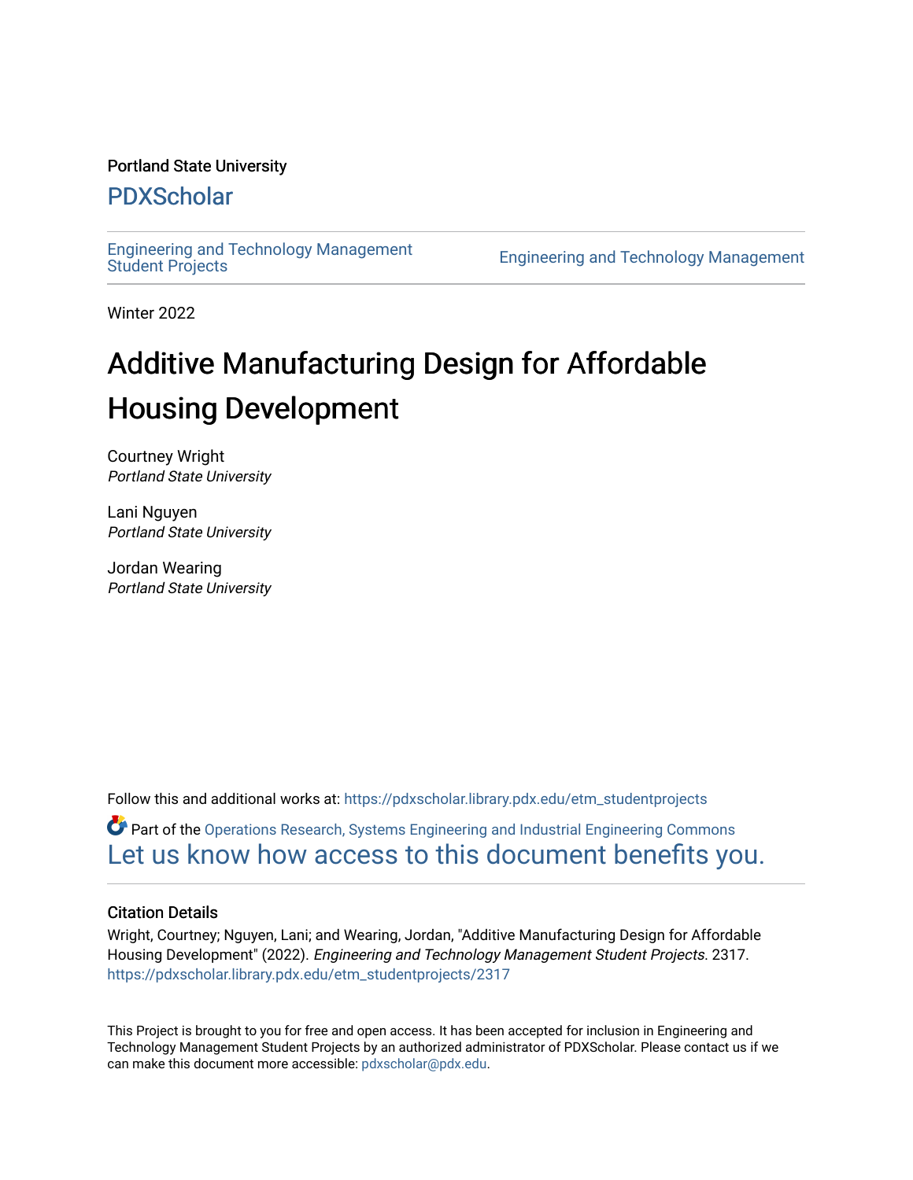Portland State University

## PDXScholar

Engineering and Technology Management Student Projects

Engineering and Technology Management

Winter 2022

# Additive Manufacturing Design for Affordable Housing Development

Courtney Wright
*Portland State University*

Lani Nguyen
*Portland State University*

Jordan Wearing
*Portland State University*

Follow this and additional works at: https://pdxscholar.library.pdx.edu/etm_studentprojects

Part of the Operations Research, Systems Engineering and Industrial Engineering Commons

Let us know how access to this document benefits you.

### Citation Details

Wright, Courtney; Nguyen, Lani; and Wearing, Jordan, "Additive Manufacturing Design for Affordable Housing Development" (2022). *Engineering and Technology Management Student Projects*. 2317.
https://pdxscholar.library.pdx.edu/etm_studentprojects/2317

This Project is brought to you for free and open access. It has been accepted for inclusion in Engineering and Technology Management Student Projects by an authorized administrator of PDXScholar. Please contact us if we can make this document more accessible: pdxscholar@pdx.edu.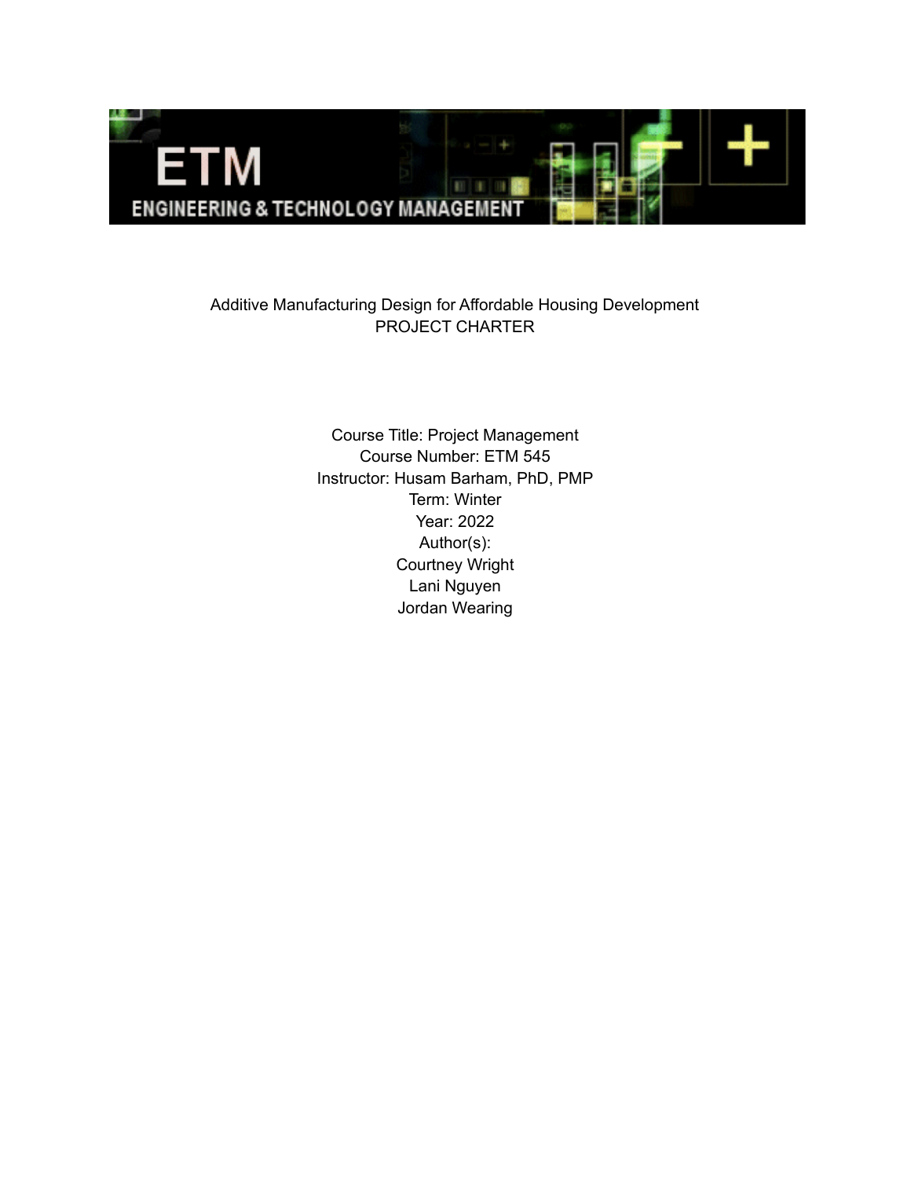Additive Manufacturing Design for Affordable Housing Development
PROJECT CHARTER

Course Title: Project Management
Course Number: ETM 545
Instructor: Husam Barham, PhD, PMP
Term: Winter
Year: 2022
Author(s):
Courtney Wright
Lani Nguyen
Jordan Wearing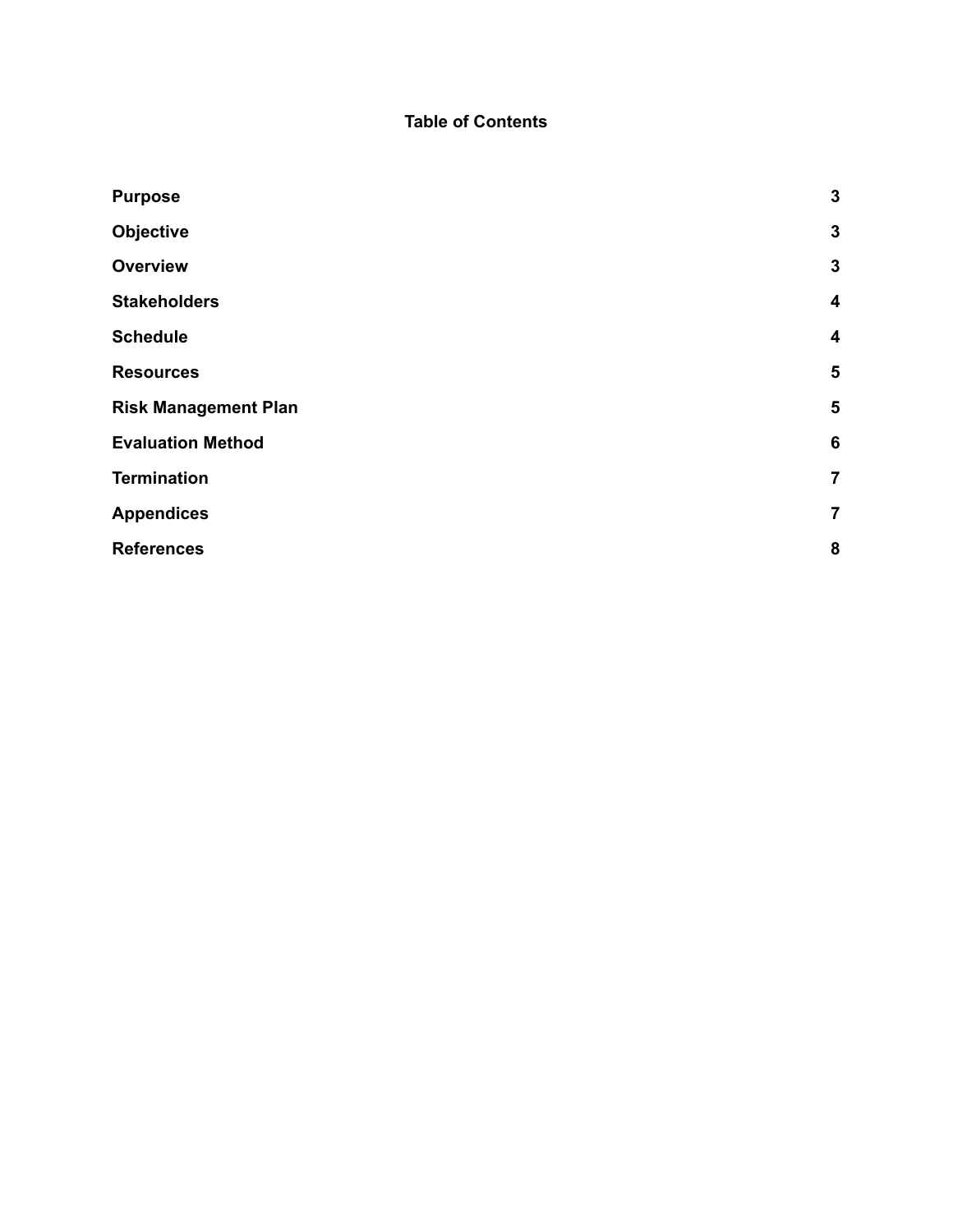# Table of Contents

| | |
|---|---|
| **Purpose** | **3** |
| **Objective** | **3** |
| **Overview** | **3** |
| **Stakeholders** | **4** |
| **Schedule** | **4** |
| **Resources** | **5** |
| **Risk Management Plan** | **5** |
| **Evaluation Method** | **6** |
| **Termination** | **7** |
| **Appendices** | **7** |
| **References** | **8** |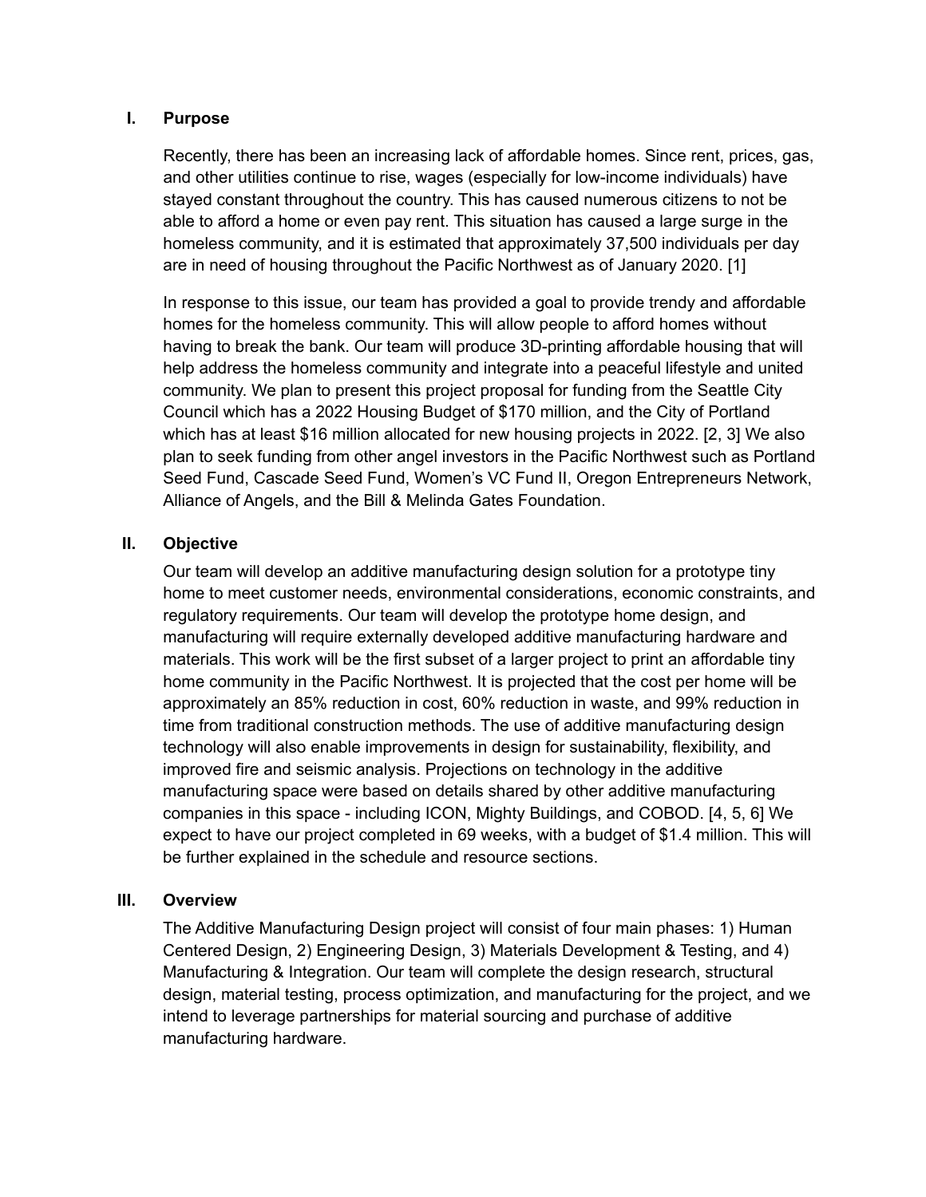## I. Purpose

Recently, there has been an increasing lack of affordable homes. Since rent, prices, gas, and other utilities continue to rise, wages (especially for low-income individuals) have stayed constant throughout the country. This has caused numerous citizens to not be able to afford a home or even pay rent. This situation has caused a large surge in the homeless community, and it is estimated that approximately 37,500 individuals per day are in need of housing throughout the Pacific Northwest as of January 2020. [1]

In response to this issue, our team has provided a goal to provide trendy and affordable homes for the homeless community. This will allow people to afford homes without having to break the bank. Our team will produce 3D-printing affordable housing that will help address the homeless community and integrate into a peaceful lifestyle and united community. We plan to present this project proposal for funding from the Seattle City Council which has a 2022 Housing Budget of $170 million, and the City of Portland which has at least $16 million allocated for new housing projects in 2022. [2, 3] We also plan to seek funding from other angel investors in the Pacific Northwest such as Portland Seed Fund, Cascade Seed Fund, Women's VC Fund II, Oregon Entrepreneurs Network, Alliance of Angels, and the Bill & Melinda Gates Foundation.

## II. Objective

Our team will develop an additive manufacturing design solution for a prototype tiny home to meet customer needs, environmental considerations, economic constraints, and regulatory requirements. Our team will develop the prototype home design, and manufacturing will require externally developed additive manufacturing hardware and materials. This work will be the first subset of a larger project to print an affordable tiny home community in the Pacific Northwest. It is projected that the cost per home will be approximately an 85% reduction in cost, 60% reduction in waste, and 99% reduction in time from traditional construction methods. The use of additive manufacturing design technology will also enable improvements in design for sustainability, flexibility, and improved fire and seismic analysis. Projections on technology in the additive manufacturing space were based on details shared by other additive manufacturing companies in this space - including ICON, Mighty Buildings, and COBOD. [4, 5, 6] We expect to have our project completed in 69 weeks, with a budget of $1.4 million. This will be further explained in the schedule and resource sections.

## III. Overview

The Additive Manufacturing Design project will consist of four main phases: 1) Human Centered Design, 2) Engineering Design, 3) Materials Development & Testing, and 4) Manufacturing & Integration. Our team will complete the design research, structural design, material testing, process optimization, and manufacturing for the project, and we intend to leverage partnerships for material sourcing and purchase of additive manufacturing hardware.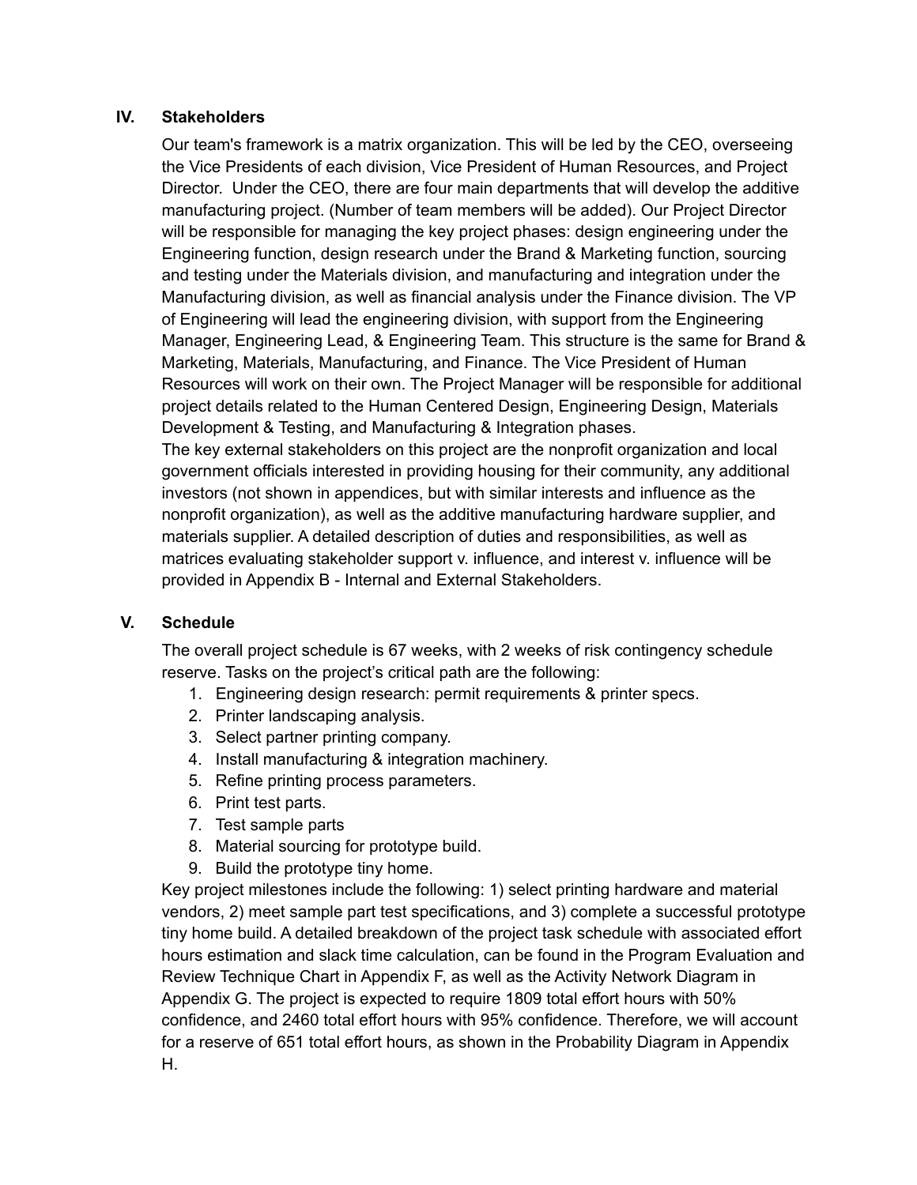## IV. Stakeholders

Our team's framework is a matrix organization. This will be led by the CEO, overseeing the Vice Presidents of each division, Vice President of Human Resources, and Project Director. Under the CEO, there are four main departments that will develop the additive manufacturing project. (Number of team members will be added). Our Project Director will be responsible for managing the key project phases: design engineering under the Engineering function, design research under the Brand & Marketing function, sourcing and testing under the Materials division, and manufacturing and integration under the Manufacturing division, as well as financial analysis under the Finance division. The VP of Engineering will lead the engineering division, with support from the Engineering Manager, Engineering Lead, & Engineering Team. This structure is the same for Brand & Marketing, Materials, Manufacturing, and Finance. The Vice President of Human Resources will work on their own. The Project Manager will be responsible for additional project details related to the Human Centered Design, Engineering Design, Materials Development & Testing, and Manufacturing & Integration phases.

The key external stakeholders on this project are the nonprofit organization and local government officials interested in providing housing for their community, any additional investors (not shown in appendices, but with similar interests and influence as the nonprofit organization), as well as the additive manufacturing hardware supplier, and materials supplier. A detailed description of duties and responsibilities, as well as matrices evaluating stakeholder support v. influence, and interest v. influence will be provided in Appendix B - Internal and External Stakeholders.

## V. Schedule

The overall project schedule is 67 weeks, with 2 weeks of risk contingency schedule reserve. Tasks on the project's critical path are the following:

1. Engineering design research: permit requirements & printer specs.
2. Printer landscaping analysis.
3. Select partner printing company.
4. Install manufacturing & integration machinery.
5. Refine printing process parameters.
6. Print test parts.
7. Test sample parts
8. Material sourcing for prototype build.
9. Build the prototype tiny home.

Key project milestones include the following: 1) select printing hardware and material vendors, 2) meet sample part test specifications, and 3) complete a successful prototype tiny home build. A detailed breakdown of the project task schedule with associated effort hours estimation and slack time calculation, can be found in the Program Evaluation and Review Technique Chart in Appendix F, as well as the Activity Network Diagram in Appendix G. The project is expected to require 1809 total effort hours with 50% confidence, and 2460 total effort hours with 95% confidence. Therefore, we will account for a reserve of 651 total effort hours, as shown in the Probability Diagram in Appendix H.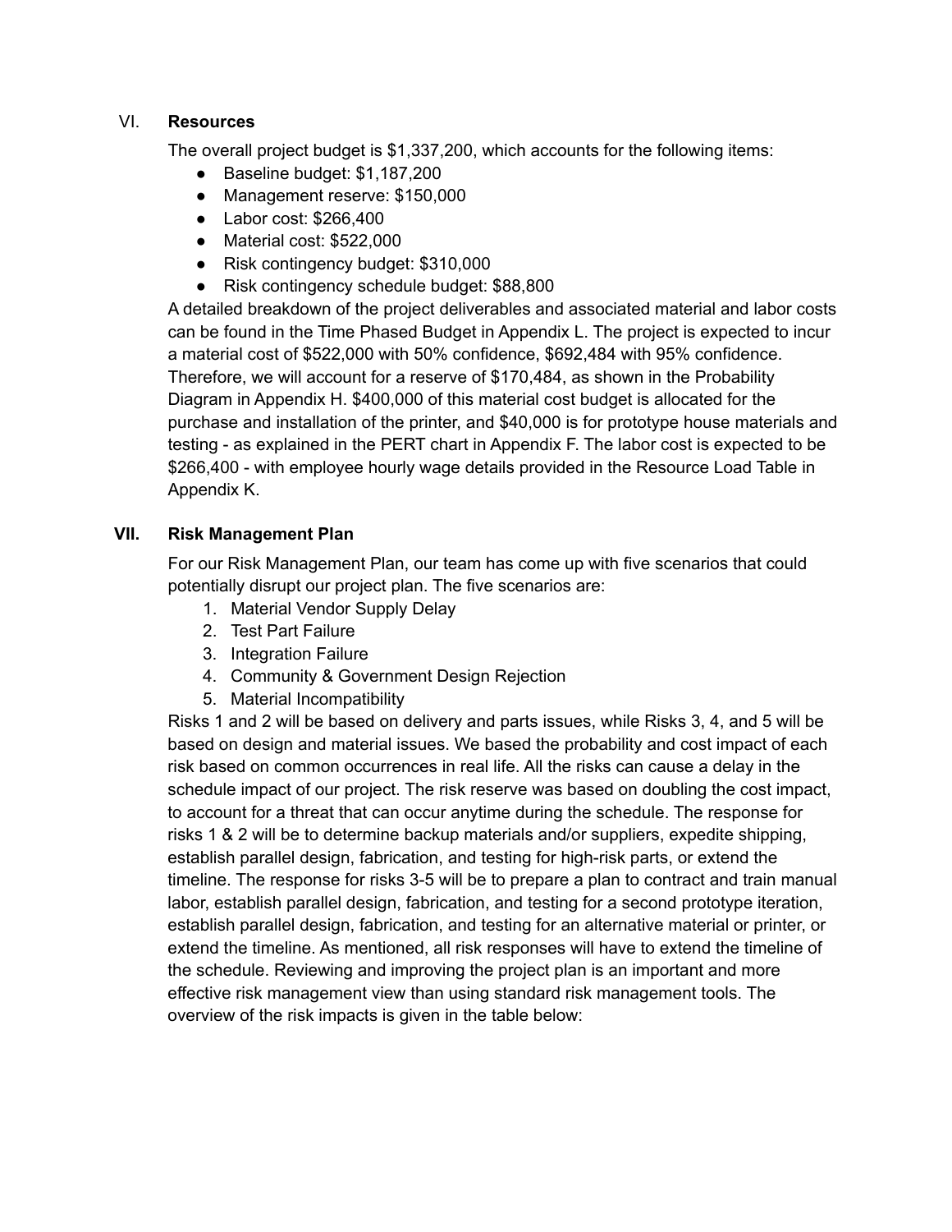## VI. Resources

The overall project budget is $1,337,200, which accounts for the following items:

- Baseline budget: $1,187,200
- Management reserve: $150,000
- Labor cost: $266,400
- Material cost: $522,000
- Risk contingency budget: $310,000
- Risk contingency schedule budget: $88,800

A detailed breakdown of the project deliverables and associated material and labor costs can be found in the Time Phased Budget in Appendix L. The project is expected to incur a material cost of $522,000 with 50% confidence, $692,484 with 95% confidence. Therefore, we will account for a reserve of $170,484, as shown in the Probability Diagram in Appendix H. $400,000 of this material cost budget is allocated for the purchase and installation of the printer, and $40,000 is for prototype house materials and testing - as explained in the PERT chart in Appendix F. The labor cost is expected to be $266,400 - with employee hourly wage details provided in the Resource Load Table in Appendix K.

## VII. Risk Management Plan

For our Risk Management Plan, our team has come up with five scenarios that could potentially disrupt our project plan. The five scenarios are:

1. Material Vendor Supply Delay
2. Test Part Failure
3. Integration Failure
4. Community & Government Design Rejection
5. Material Incompatibility

Risks 1 and 2 will be based on delivery and parts issues, while Risks 3, 4, and 5 will be based on design and material issues. We based the probability and cost impact of each risk based on common occurrences in real life. All the risks can cause a delay in the schedule impact of our project. The risk reserve was based on doubling the cost impact, to account for a threat that can occur anytime during the schedule. The response for risks 1 & 2 will be to determine backup materials and/or suppliers, expedite shipping, establish parallel design, fabrication, and testing for high-risk parts, or extend the timeline. The response for risks 3-5 will be to prepare a plan to contract and train manual labor, establish parallel design, fabrication, and testing for a second prototype iteration, establish parallel design, fabrication, and testing for an alternative material or printer, or extend the timeline. As mentioned, all risk responses will have to extend the timeline of the schedule. Reviewing and improving the project plan is an important and more effective risk management view than using standard risk management tools. The overview of the risk impacts is given in the table below: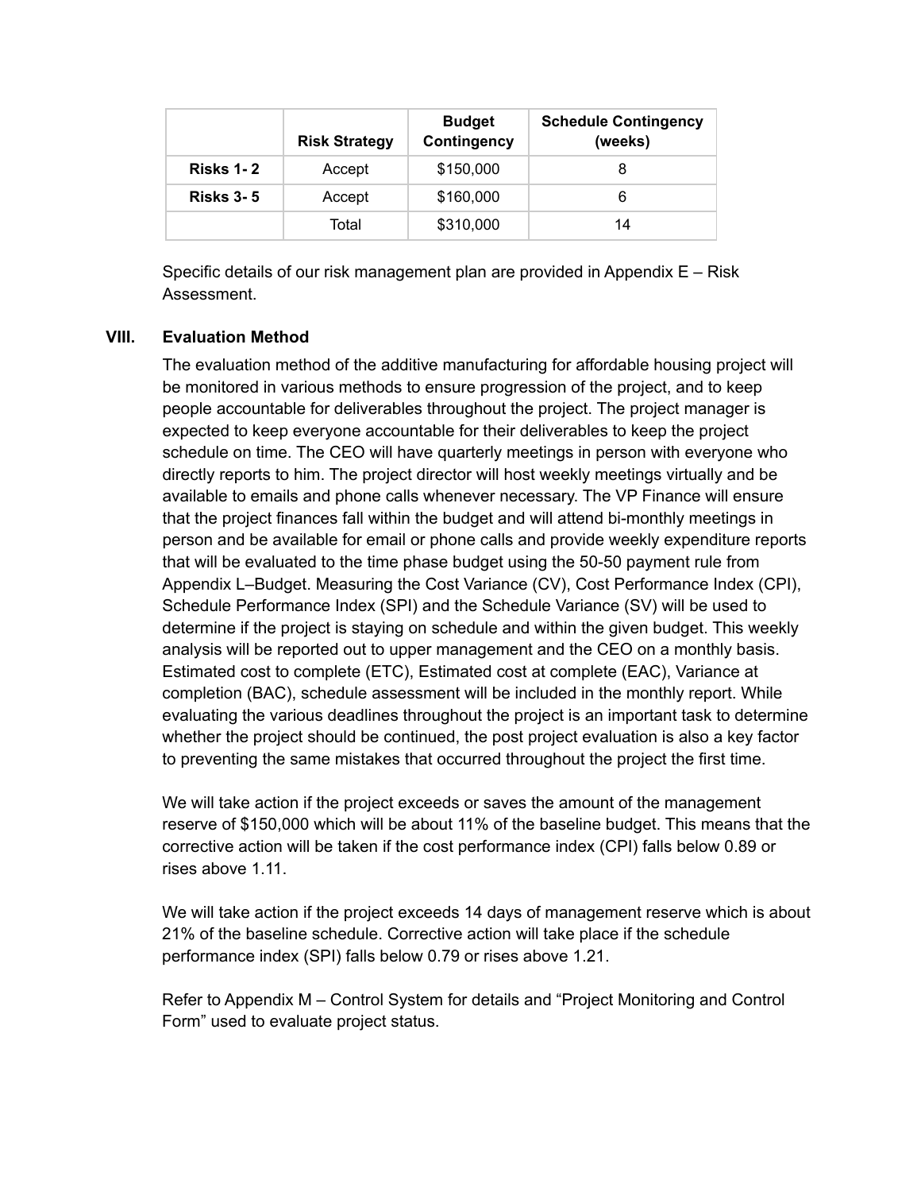| | Risk Strategy | Budget Contingency | Schedule Contingency (weeks) |
|---|---|---|---|
| **Risks 1- 2** | Accept | $150,000 | 8 |
| **Risks 3- 5** | Accept | $160,000 | 6 |
| | Total | $310,000 | 14 |

Specific details of our risk management plan are provided in Appendix E – Risk Assessment.

## VIII. Evaluation Method

The evaluation method of the additive manufacturing for affordable housing project will be monitored in various methods to ensure progression of the project, and to keep people accountable for deliverables throughout the project. The project manager is expected to keep everyone accountable for their deliverables to keep the project schedule on time. The CEO will have quarterly meetings in person with everyone who directly reports to him. The project director will host weekly meetings virtually and be available to emails and phone calls whenever necessary. The VP Finance will ensure that the project finances fall within the budget and will attend bi-monthly meetings in person and be available for email or phone calls and provide weekly expenditure reports that will be evaluated to the time phase budget using the 50-50 payment rule from Appendix L–Budget. Measuring the Cost Variance (CV), Cost Performance Index (CPI), Schedule Performance Index (SPI) and the Schedule Variance (SV) will be used to determine if the project is staying on schedule and within the given budget. This weekly analysis will be reported out to upper management and the CEO on a monthly basis. Estimated cost to complete (ETC), Estimated cost at complete (EAC), Variance at completion (BAC), schedule assessment will be included in the monthly report. While evaluating the various deadlines throughout the project is an important task to determine whether the project should be continued, the post project evaluation is also a key factor to preventing the same mistakes that occurred throughout the project the first time.

We will take action if the project exceeds or saves the amount of the management reserve of $150,000 which will be about 11% of the baseline budget. This means that the corrective action will be taken if the cost performance index (CPI) falls below 0.89 or rises above 1.11.

We will take action if the project exceeds 14 days of management reserve which is about 21% of the baseline schedule. Corrective action will take place if the schedule performance index (SPI) falls below 0.79 or rises above 1.21.

Refer to Appendix M – Control System for details and "Project Monitoring and Control Form" used to evaluate project status.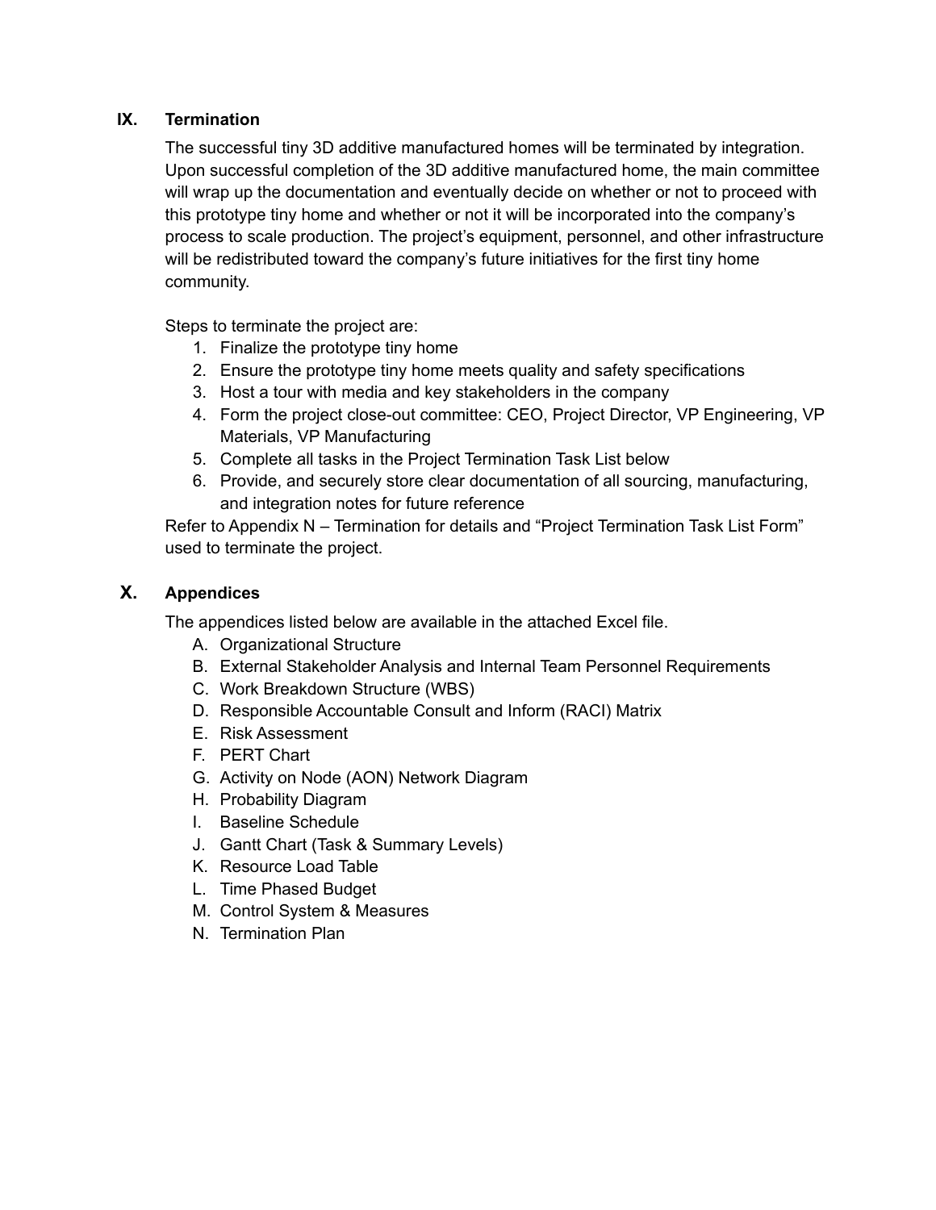## IX. Termination

The successful tiny 3D additive manufactured homes will be terminated by integration. Upon successful completion of the 3D additive manufactured home, the main committee will wrap up the documentation and eventually decide on whether or not to proceed with this prototype tiny home and whether or not it will be incorporated into the company's process to scale production. The project's equipment, personnel, and other infrastructure will be redistributed toward the company's future initiatives for the first tiny home community.

Steps to terminate the project are:

1. Finalize the prototype tiny home
2. Ensure the prototype tiny home meets quality and safety specifications
3. Host a tour with media and key stakeholders in the company
4. Form the project close-out committee: CEO, Project Director, VP Engineering, VP Materials, VP Manufacturing
5. Complete all tasks in the Project Termination Task List below
6. Provide, and securely store clear documentation of all sourcing, manufacturing, and integration notes for future reference

Refer to Appendix N – Termination for details and "Project Termination Task List Form" used to terminate the project.

## X. Appendices

The appendices listed below are available in the attached Excel file.

A. Organizational Structure
B. External Stakeholder Analysis and Internal Team Personnel Requirements
C. Work Breakdown Structure (WBS)
D. Responsible Accountable Consult and Inform (RACI) Matrix
E. Risk Assessment
F. PERT Chart
G. Activity on Node (AON) Network Diagram
H. Probability Diagram
I. Baseline Schedule
J. Gantt Chart (Task & Summary Levels)
K. Resource Load Table
L. Time Phased Budget
M. Control System & Measures
N. Termination Plan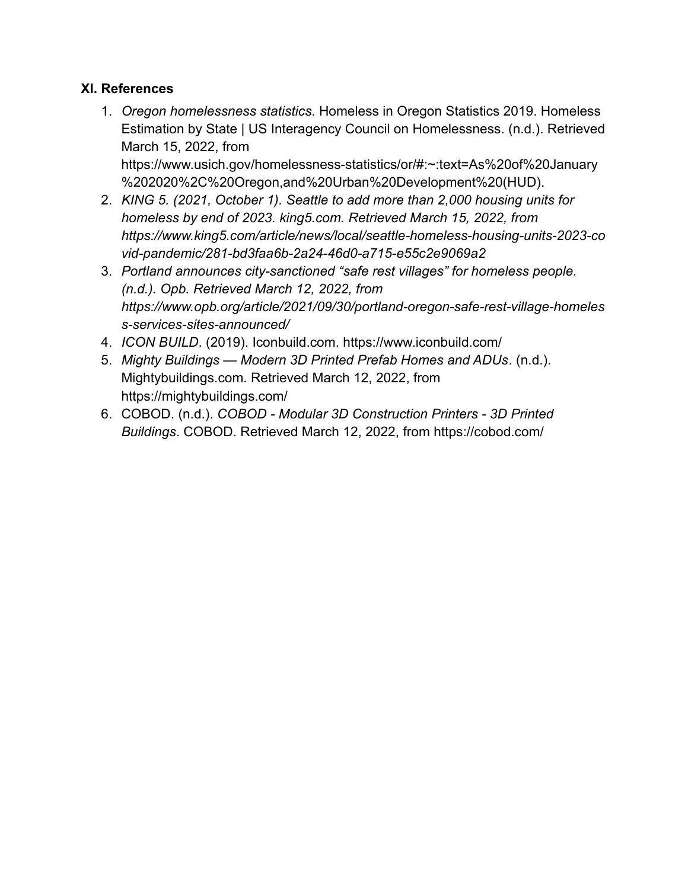### XI. References

1. *Oregon homelessness statistics*. Homeless in Oregon Statistics 2019. Homeless Estimation by State | US Interagency Council on Homelessness. (n.d.). Retrieved March 15, 2022, from https://www.usich.gov/homelessness-statistics/or/#:~:text=As%20of%20January%202020%2C%20Oregon,and%20Urban%20Development%20(HUD).
2. *KING 5. (2021, October 1). Seattle to add more than 2,000 housing units for homeless by end of 2023. king5.com. Retrieved March 15, 2022, from https://www.king5.com/article/news/local/seattle-homeless-housing-units-2023-covid-pandemic/281-bd3faa6b-2a24-46d0-a715-e55c2e9069a2*
3. *Portland announces city-sanctioned "safe rest villages" for homeless people. (n.d.). Opb. Retrieved March 12, 2022, from https://www.opb.org/article/2021/09/30/portland-oregon-safe-rest-village-homeless-services-sites-announced/*
4. *ICON BUILD*. (2019). Iconbuild.com. https://www.iconbuild.com/
5. *Mighty Buildings — Modern 3D Printed Prefab Homes and ADUs*. (n.d.). Mightybuildings.com. Retrieved March 12, 2022, from https://mightybuildings.com/
6. COBOD. (n.d.). *COBOD - Modular 3D Construction Printers - 3D Printed Buildings*. COBOD. Retrieved March 12, 2022, from https://cobod.com/